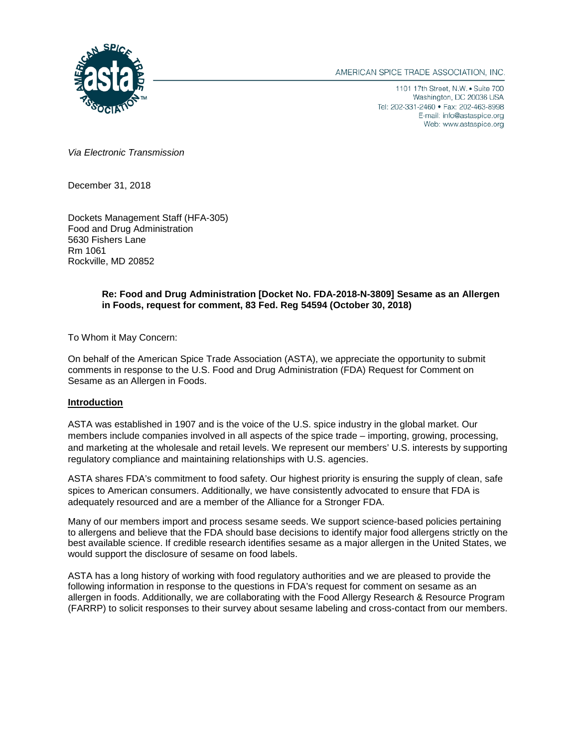AMERICAN SPICE TRADE ASSOCIATION, INC.

1101 17th Street, N.W. • Suite 700
Washington, DC 20036 USA
Tel: 202-331-2460 • Fax: 202-463-8998
E-mail: info@astaspice.org
Web: www.astaspice.org

*Via Electronic Transmission*

December 31, 2018

Dockets Management Staff (HFA-305)
Food and Drug Administration
5630 Fishers Lane
Rm 1061
Rockville, MD 20852

**Re: Food and Drug Administration [Docket No. FDA-2018-N-3809] Sesame as an Allergen in Foods, request for comment, 83 Fed. Reg 54594 (October 30, 2018)**

To Whom it May Concern:

On behalf of the American Spice Trade Association (ASTA), we appreciate the opportunity to submit comments in response to the U.S. Food and Drug Administration (FDA) Request for Comment on Sesame as an Allergen in Foods.

## Introduction

ASTA was established in 1907 and is the voice of the U.S. spice industry in the global market. Our members include companies involved in all aspects of the spice trade – importing, growing, processing, and marketing at the wholesale and retail levels. We represent our members' U.S. interests by supporting regulatory compliance and maintaining relationships with U.S. agencies.

ASTA shares FDA's commitment to food safety. Our highest priority is ensuring the supply of clean, safe spices to American consumers. Additionally, we have consistently advocated to ensure that FDA is adequately resourced and are a member of the Alliance for a Stronger FDA.

Many of our members import and process sesame seeds. We support science-based policies pertaining to allergens and believe that the FDA should base decisions to identify major food allergens strictly on the best available science. If credible research identifies sesame as a major allergen in the United States, we would support the disclosure of sesame on food labels.

ASTA has a long history of working with food regulatory authorities and we are pleased to provide the following information in response to the questions in FDA's request for comment on sesame as an allergen in foods. Additionally, we are collaborating with the Food Allergy Research & Resource Program (FARRP) to solicit responses to their survey about sesame labeling and cross-contact from our members.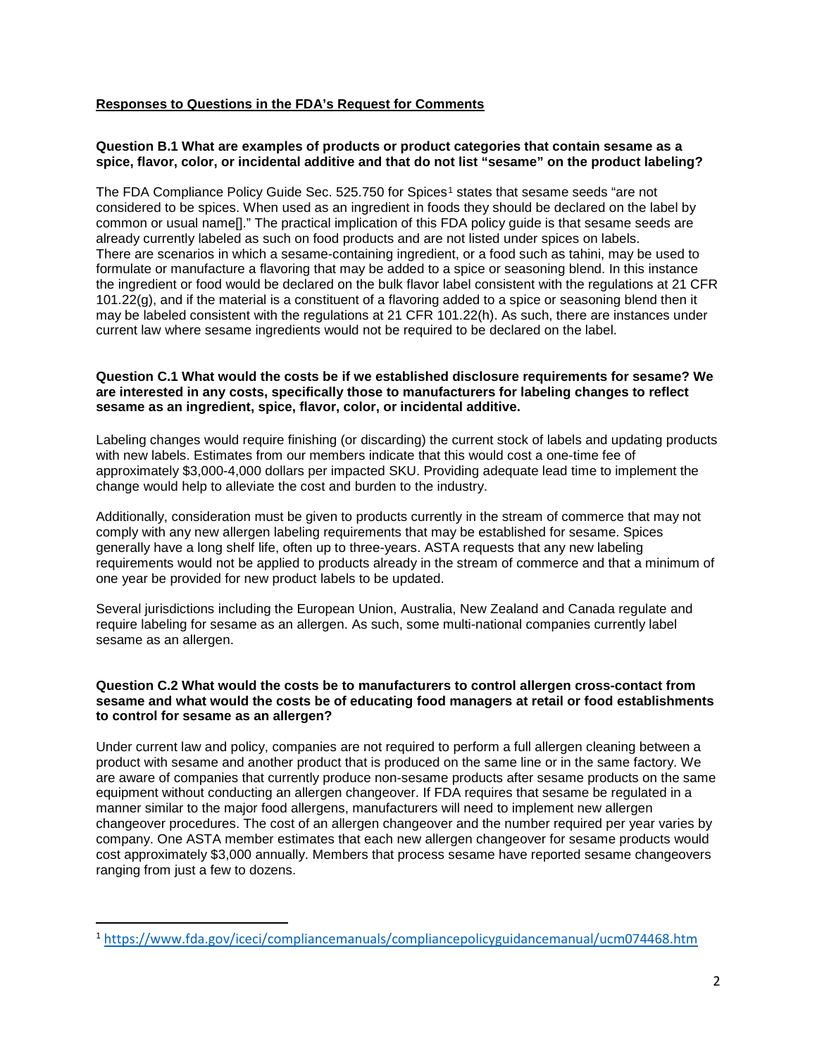## Responses to Questions in the FDA's Request for Comments

**Question B.1 What are examples of products or product categories that contain sesame as a spice, flavor, color, or incidental additive and that do not list "sesame" on the product labeling?**

The FDA Compliance Policy Guide Sec. 525.750 for Spices[1] states that sesame seeds "are not considered to be spices. When used as an ingredient in foods they should be declared on the label by common or usual name[]." The practical implication of this FDA policy guide is that sesame seeds are already currently labeled as such on food products and are not listed under spices on labels. There are scenarios in which a sesame-containing ingredient, or a food such as tahini, may be used to formulate or manufacture a flavoring that may be added to a spice or seasoning blend. In this instance the ingredient or food would be declared on the bulk flavor label consistent with the regulations at 21 CFR 101.22(g), and if the material is a constituent of a flavoring added to a spice or seasoning blend then it may be labeled consistent with the regulations at 21 CFR 101.22(h). As such, there are instances under current law where sesame ingredients would not be required to be declared on the label.

**Question C.1 What would the costs be if we established disclosure requirements for sesame? We are interested in any costs, specifically those to manufacturers for labeling changes to reflect sesame as an ingredient, spice, flavor, color, or incidental additive.**

Labeling changes would require finishing (or discarding) the current stock of labels and updating products with new labels. Estimates from our members indicate that this would cost a one-time fee of approximately $3,000-4,000 dollars per impacted SKU. Providing adequate lead time to implement the change would help to alleviate the cost and burden to the industry.

Additionally, consideration must be given to products currently in the stream of commerce that may not comply with any new allergen labeling requirements that may be established for sesame. Spices generally have a long shelf life, often up to three-years. ASTA requests that any new labeling requirements would not be applied to products already in the stream of commerce and that a minimum of one year be provided for new product labels to be updated.

Several jurisdictions including the European Union, Australia, New Zealand and Canada regulate and require labeling for sesame as an allergen. As such, some multi-national companies currently label sesame as an allergen.

**Question C.2 What would the costs be to manufacturers to control allergen cross-contact from sesame and what would the costs be of educating food managers at retail or food establishments to control for sesame as an allergen?**

Under current law and policy, companies are not required to perform a full allergen cleaning between a product with sesame and another product that is produced on the same line or in the same factory. We are aware of companies that currently produce non-sesame products after sesame products on the same equipment without conducting an allergen changeover. If FDA requires that sesame be regulated in a manner similar to the major food allergens, manufacturers will need to implement new allergen changeover procedures. The cost of an allergen changeover and the number required per year varies by company. One ASTA member estimates that each new allergen changeover for sesame products would cost approximately $3,000 annually. Members that process sesame have reported sesame changeovers ranging from just a few to dozens.

---

[1] https://www.fda.gov/iceci/compliancemanuals/compliancepolicyguidancemanual/ucm074468.htm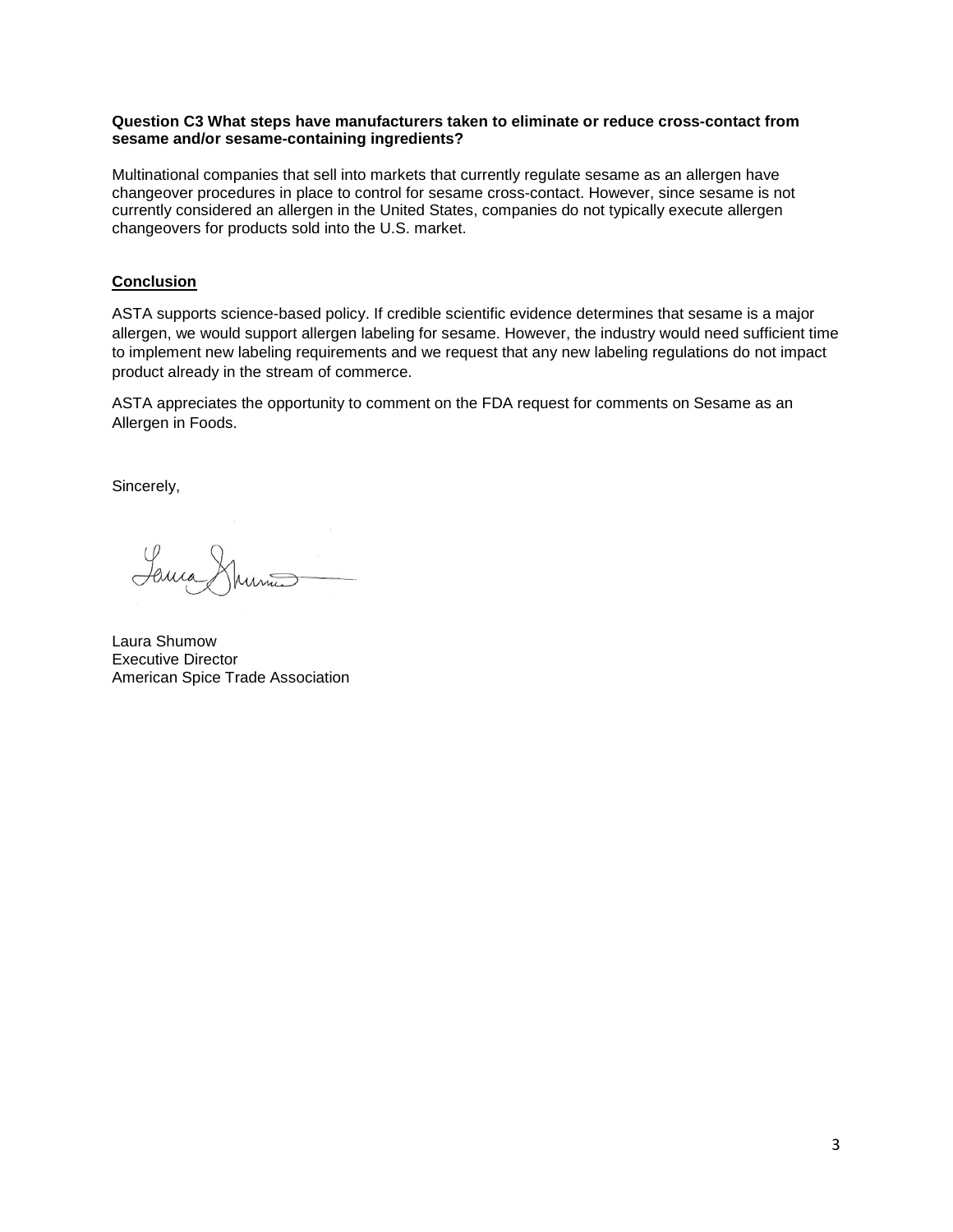**Question C3 What steps have manufacturers taken to eliminate or reduce cross-contact from sesame and/or sesame-containing ingredients?**

Multinational companies that sell into markets that currently regulate sesame as an allergen have changeover procedures in place to control for sesame cross-contact. However, since sesame is not currently considered an allergen in the United States, companies do not typically execute allergen changeovers for products sold into the U.S. market.

**Conclusion**

ASTA supports science-based policy. If credible scientific evidence determines that sesame is a major allergen, we would support allergen labeling for sesame. However, the industry would need sufficient time to implement new labeling requirements and we request that any new labeling regulations do not impact product already in the stream of commerce.

ASTA appreciates the opportunity to comment on the FDA request for comments on Sesame as an Allergen in Foods.

Sincerely,

Laura Shumow
Executive Director
American Spice Trade Association